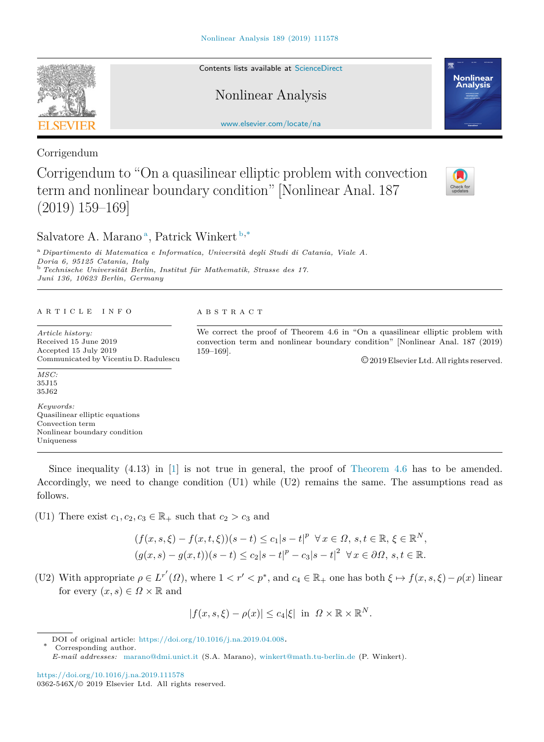Corrigendum

# Corrigendum to "On a quasilinear elliptic problem with convection term and nonlinear boundary condition" [Nonlinear Anal. 187 (2019) 159–169]

Salvatore A. Marano [a], Patrick Winkert [b,*]

[a] *Dipartimento di Matematica e Informatica, Università degli Studi di Catania, Viale A. Doria 6, 95125 Catania, Italy*
[b] *Technische Universität Berlin, Institut für Mathematik, Strasse des 17. Juni 136, 10623 Berlin, Germany*

ARTICLE INFO

*Article history:*
Received 15 June 2019
Accepted 15 July 2019
Communicated by Vicentiu D. Radulescu

*MSC:*
35J15
35J62

*Keywords:*
Quasilinear elliptic equations
Convection term
Nonlinear boundary condition
Uniqueness

ABSTRACT

We correct the proof of Theorem 4.6 in "On a quasilinear elliptic problem with convection term and nonlinear boundary condition" [Nonlinear Anal. 187 (2019) 159–169].

©2019 Elsevier Ltd. All rights reserved.

Since inequality (4.13) in [1] is not true in general, the proof of Theorem 4.6 has to be amended. Accordingly, we need to change condition (U1) while (U2) remains the same. The assumptions read as follows.

(U1) There exist $c_1, c_2, c_3 \in \mathbb{R}_+$ such that $c_2 > c_3$ and

$$(f(x,s,\xi) - f(x,t,\xi))(s-t) \le c_1|s-t|^p \;\; \forall\, x \in \Omega,\ s,t \in \mathbb{R},\ \xi \in \mathbb{R}^N,$$
$$(g(x,s) - g(x,t))(s-t) \le c_2|s-t|^p - c_3|s-t|^2 \;\; \forall\, x \in \partial\Omega,\ s,t \in \mathbb{R}.$$

(U2) With appropriate $\rho \in L^{r'}(\Omega)$, where $1 < r' < p^*$, and $c_4 \in \mathbb{R}_+$ one has both $\xi \mapsto f(x,s,\xi) - \rho(x)$ linear for every $(x,s) \in \Omega \times \mathbb{R}$ and

$$|f(x,s,\xi) - \rho(x)| \le c_4|\xi| \;\text{ in }\; \Omega \times \mathbb{R} \times \mathbb{R}^N.$$

DOI of original article: https://doi.org/10.1016/j.na.2019.04.008.
\* Corresponding author.
*E-mail addresses:* marano@dmi.unict.it (S.A. Marano), winkert@math.tu-berlin.de (P. Winkert).

https://doi.org/10.1016/j.na.2019.111578
0362-546X/© 2019 Elsevier Ltd. All rights reserved.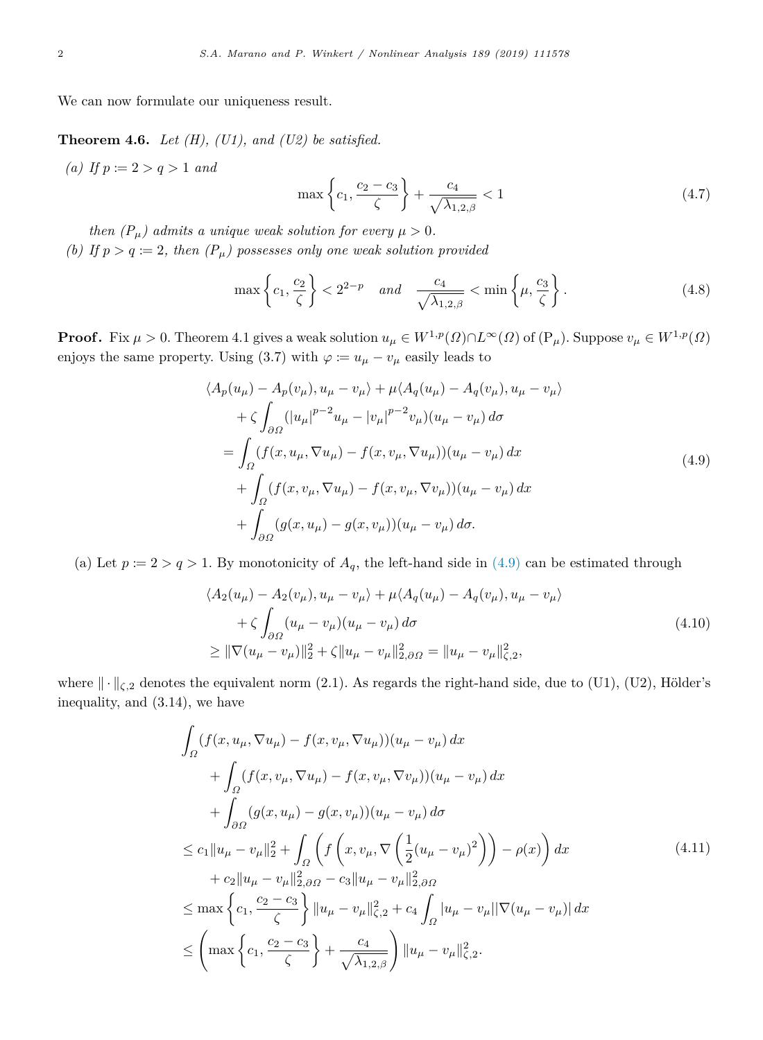We can now formulate our uniqueness result.

**Theorem 4.6.** *Let (H), (U1), and (U2) be satisfied.*

*(a) If $p := 2 > q > 1$ and*

$$\max\left\{c_1, \frac{c_2 - c_3}{\zeta}\right\} + \frac{c_4}{\sqrt{\lambda_{1,2,\beta}}} < 1 \tag{4.7}$$

*then $(\mathrm{P}_\mu)$ admits a unique weak solution for every $\mu > 0$.*

*(b) If $p > q := 2$, then $(\mathrm{P}_\mu)$ possesses only one weak solution provided*

$$\max\left\{c_1, \frac{c_2}{\zeta}\right\} < 2^{2-p} \quad \text{and} \quad \frac{c_4}{\sqrt{\lambda_{1,2,\beta}}} < \min\left\{\mu, \frac{c_3}{\zeta}\right\}. \tag{4.8}$$

**Proof.** Fix $\mu > 0$. Theorem 4.1 gives a weak solution $u_\mu \in W^{1,p}(\Omega) \cap L^\infty(\Omega)$ of $(\mathrm{P}_\mu)$. Suppose $v_\mu \in W^{1,p}(\Omega)$ enjoys the same property. Using (3.7) with $\varphi := u_\mu - v_\mu$ easily leads to

$$\begin{aligned}
&\langle A_p(u_\mu) - A_p(v_\mu), u_\mu - v_\mu\rangle + \mu\langle A_q(u_\mu) - A_q(v_\mu), u_\mu - v_\mu\rangle \\
&\quad + \zeta \int_{\partial\Omega} (|u_\mu|^{p-2}u_\mu - |v_\mu|^{p-2}v_\mu)(u_\mu - v_\mu)\, d\sigma \\
&= \int_\Omega (f(x, u_\mu, \nabla u_\mu) - f(x, v_\mu, \nabla u_\mu))(u_\mu - v_\mu)\, dx \\
&\quad + \int_\Omega (f(x, v_\mu, \nabla u_\mu) - f(x, v_\mu, \nabla v_\mu))(u_\mu - v_\mu)\, dx \\
&\quad + \int_{\partial\Omega} (g(x, u_\mu) - g(x, v_\mu))(u_\mu - v_\mu)\, d\sigma.
\end{aligned} \tag{4.9}$$

(a) Let $p := 2 > q > 1$. By monotonicity of $A_q$, the left-hand side in (4.9) can be estimated through

$$\begin{aligned}
&\langle A_2(u_\mu) - A_2(v_\mu), u_\mu - v_\mu\rangle + \mu\langle A_q(u_\mu) - A_q(v_\mu), u_\mu - v_\mu\rangle \\
&\quad + \zeta \int_{\partial\Omega} (u_\mu - v_\mu)(u_\mu - v_\mu)\, d\sigma \\
&\geq \|\nabla(u_\mu - v_\mu)\|_2^2 + \zeta\|u_\mu - v_\mu\|_{2,\partial\Omega}^2 = \|u_\mu - v_\mu\|_{\zeta,2}^2,
\end{aligned} \tag{4.10}$$

where $\|\cdot\|_{\zeta,2}$ denotes the equivalent norm (2.1). As regards the right-hand side, due to (U1), (U2), Hölder's inequality, and (3.14), we have

$$\begin{aligned}
&\int_\Omega (f(x, u_\mu, \nabla u_\mu) - f(x, v_\mu, \nabla u_\mu))(u_\mu - v_\mu)\, dx \\
&\quad + \int_\Omega (f(x, v_\mu, \nabla u_\mu) - f(x, v_\mu, \nabla v_\mu))(u_\mu - v_\mu)\, dx \\
&\quad + \int_{\partial\Omega} (g(x, u_\mu) - g(x, v_\mu))(u_\mu - v_\mu)\, d\sigma \\
&\leq c_1\|u_\mu - v_\mu\|_2^2 + \int_\Omega \left( f\left(x, v_\mu, \nabla\left(\frac{1}{2}(u_\mu - v_\mu)^2\right)\right) - \rho(x)\right) dx \\
&\quad + c_2\|u_\mu - v_\mu\|_{2,\partial\Omega}^2 - c_3\|u_\mu - v_\mu\|_{2,\partial\Omega}^2 \\
&\leq \max\left\{c_1, \frac{c_2 - c_3}{\zeta}\right\}\|u_\mu - v_\mu\|_{\zeta,2}^2 + c_4 \int_\Omega |u_\mu - v_\mu||\nabla(u_\mu - v_\mu)|\, dx \\
&\leq \left(\max\left\{c_1, \frac{c_2 - c_3}{\zeta}\right\} + \frac{c_4}{\sqrt{\lambda_{1,2,\beta}}}\right)\|u_\mu - v_\mu\|_{\zeta,2}^2.
\end{aligned} \tag{4.11}$$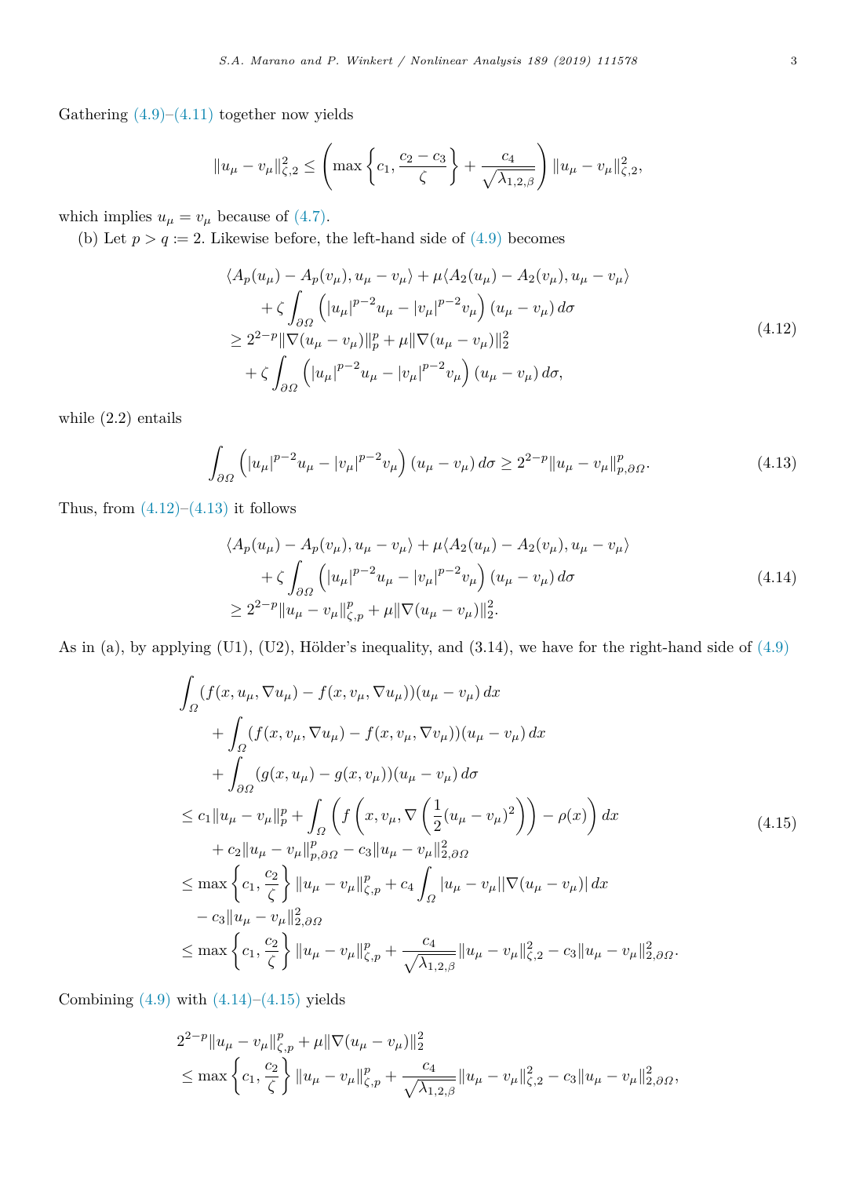Gathering (4.9)–(4.11) together now yields

$$\|u_\mu - v_\mu\|_{\zeta,2}^2 \le \left( \max\left\{ c_1, \frac{c_2 - c_3}{\zeta} \right\} + \frac{c_4}{\sqrt{\lambda_{1,2,\beta}}} \right) \|u_\mu - v_\mu\|_{\zeta,2}^2,$$

which implies $u_\mu = v_\mu$ because of (4.7).

(b) Let $p > q := 2$. Likewise before, the left-hand side of (4.9) becomes

$$\begin{aligned}
&\langle A_p(u_\mu) - A_p(v_\mu), u_\mu - v_\mu \rangle + \mu \langle A_2(u_\mu) - A_2(v_\mu), u_\mu - v_\mu \rangle \\
&\quad + \zeta \int_{\partial\Omega} \left( |u_\mu|^{p-2} u_\mu - |v_\mu|^{p-2} v_\mu \right) (u_\mu - v_\mu)\, d\sigma \\
&\ge 2^{2-p} \|\nabla(u_\mu - v_\mu)\|_p^p + \mu \|\nabla(u_\mu - v_\mu)\|_2^2 \\
&\quad + \zeta \int_{\partial\Omega} \left( |u_\mu|^{p-2} u_\mu - |v_\mu|^{p-2} v_\mu \right) (u_\mu - v_\mu)\, d\sigma,
\end{aligned} \tag{4.12}$$

while (2.2) entails

$$\int_{\partial\Omega} \left( |u_\mu|^{p-2} u_\mu - |v_\mu|^{p-2} v_\mu \right) (u_\mu - v_\mu)\, d\sigma \ge 2^{2-p} \|u_\mu - v_\mu\|_{p,\partial\Omega}^p. \tag{4.13}$$

Thus, from (4.12)–(4.13) it follows

$$\begin{aligned}
&\langle A_p(u_\mu) - A_p(v_\mu), u_\mu - v_\mu \rangle + \mu \langle A_2(u_\mu) - A_2(v_\mu), u_\mu - v_\mu \rangle \\
&\quad + \zeta \int_{\partial\Omega} \left( |u_\mu|^{p-2} u_\mu - |v_\mu|^{p-2} v_\mu \right) (u_\mu - v_\mu)\, d\sigma \\
&\ge 2^{2-p} \|u_\mu - v_\mu\|_{\zeta,p}^p + \mu \|\nabla(u_\mu - v_\mu)\|_2^2.
\end{aligned} \tag{4.14}$$

As in (a), by applying (U1), (U2), Hölder's inequality, and (3.14), we have for the right-hand side of (4.9)

$$\begin{aligned}
&\int_\Omega (f(x, u_\mu, \nabla u_\mu) - f(x, v_\mu, \nabla u_\mu))(u_\mu - v_\mu)\, dx \\
&\quad + \int_\Omega (f(x, v_\mu, \nabla u_\mu) - f(x, v_\mu, \nabla v_\mu))(u_\mu - v_\mu)\, dx \\
&\quad + \int_{\partial\Omega} (g(x, u_\mu) - g(x, v_\mu))(u_\mu - v_\mu)\, d\sigma \\
&\le c_1 \|u_\mu - v_\mu\|_p^p + \int_\Omega \left( f\left( x, v_\mu, \nabla\left( \frac{1}{2}(u_\mu - v_\mu)^2 \right) \right) - \rho(x) \right) dx \\
&\quad + c_2 \|u_\mu - v_\mu\|_{p,\partial\Omega}^p - c_3 \|u_\mu - v_\mu\|_{2,\partial\Omega}^2 \\
&\le \max\left\{ c_1, \frac{c_2}{\zeta} \right\} \|u_\mu - v_\mu\|_{\zeta,p}^p + c_4 \int_\Omega |u_\mu - v_\mu| |\nabla(u_\mu - v_\mu)|\, dx \\
&\quad - c_3 \|u_\mu - v_\mu\|_{2,\partial\Omega}^2 \\
&\le \max\left\{ c_1, \frac{c_2}{\zeta} \right\} \|u_\mu - v_\mu\|_{\zeta,p}^p + \frac{c_4}{\sqrt{\lambda_{1,2,\beta}}} \|u_\mu - v_\mu\|_{\zeta,2}^2 - c_3 \|u_\mu - v_\mu\|_{2,\partial\Omega}^2.
\end{aligned} \tag{4.15}$$

Combining (4.9) with (4.14)–(4.15) yields

$$\begin{aligned}
&2^{2-p} \|u_\mu - v_\mu\|_{\zeta,p}^p + \mu \|\nabla(u_\mu - v_\mu)\|_2^2 \\
&\le \max\left\{ c_1, \frac{c_2}{\zeta} \right\} \|u_\mu - v_\mu\|_{\zeta,p}^p + \frac{c_4}{\sqrt{\lambda_{1,2,\beta}}} \|u_\mu - v_\mu\|_{\zeta,2}^2 - c_3 \|u_\mu - v_\mu\|_{2,\partial\Omega}^2,
\end{aligned}$$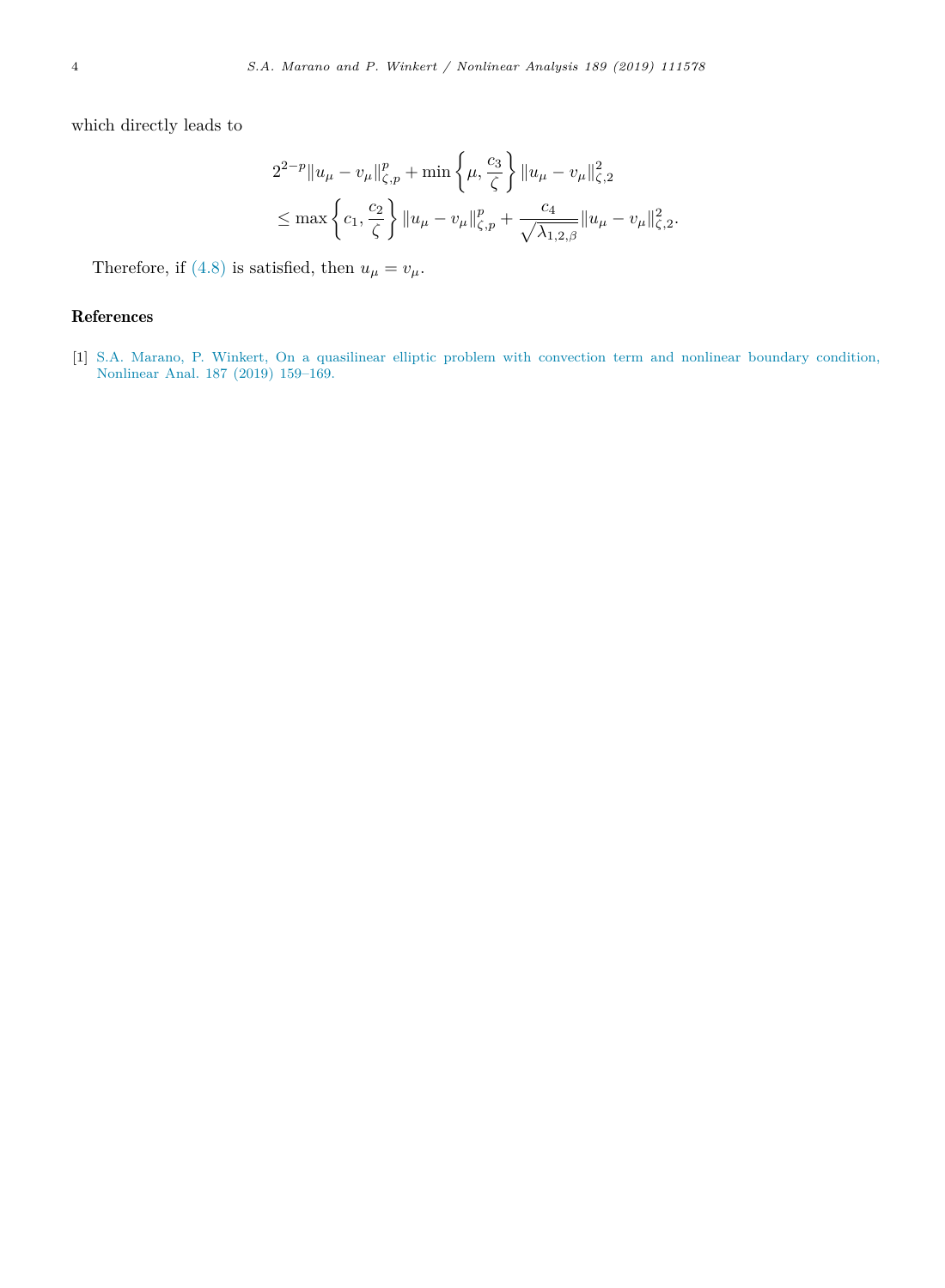which directly leads to

$$
\begin{aligned}
&2^{2-p}\|u_\mu - v_\mu\|_{\zeta,p}^p + \min\left\{\mu, \frac{c_3}{\zeta}\right\}\|u_\mu - v_\mu\|_{\zeta,2}^2 \\
&\leq \max\left\{c_1, \frac{c_2}{\zeta}\right\}\|u_\mu - v_\mu\|_{\zeta,p}^p + \frac{c_4}{\sqrt{\lambda_{1,2,\beta}}}\|u_\mu - v_\mu\|_{\zeta,2}^2.
\end{aligned}
$$

Therefore, if (4.8) is satisfied, then $u_\mu = v_\mu$.

## References

[1] S.A. Marano, P. Winkert, On a quasilinear elliptic problem with convection term and nonlinear boundary condition, Nonlinear Anal. 187 (2019) 159–169.